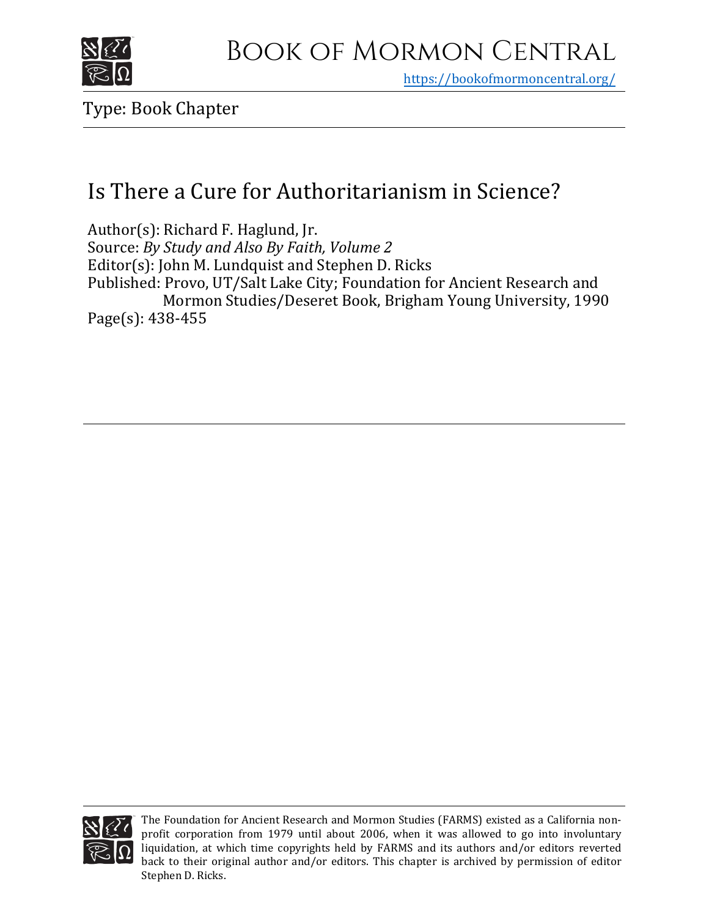# Book of Mormon Central

https://bookofmormoncentral.org/

Type: Book Chapter

## Is There a Cure for Authoritarianism in Science?

Author(s): Richard F. Haglund, Jr.
Source: *By Study and Also By Faith, Volume 2*
Editor(s): John M. Lundquist and Stephen D. Ricks
Published: Provo, UT/Salt Lake City; Foundation for Ancient Research and Mormon Studies/Deseret Book, Brigham Young University, 1990
Page(s): 438-455

The Foundation for Ancient Research and Mormon Studies (FARMS) existed as a California non-profit corporation from 1979 until about 2006, when it was allowed to go into involuntary liquidation, at which time copyrights held by FARMS and its authors and/or editors reverted back to their original author and/or editors. This chapter is archived by permission of editor Stephen D. Ricks.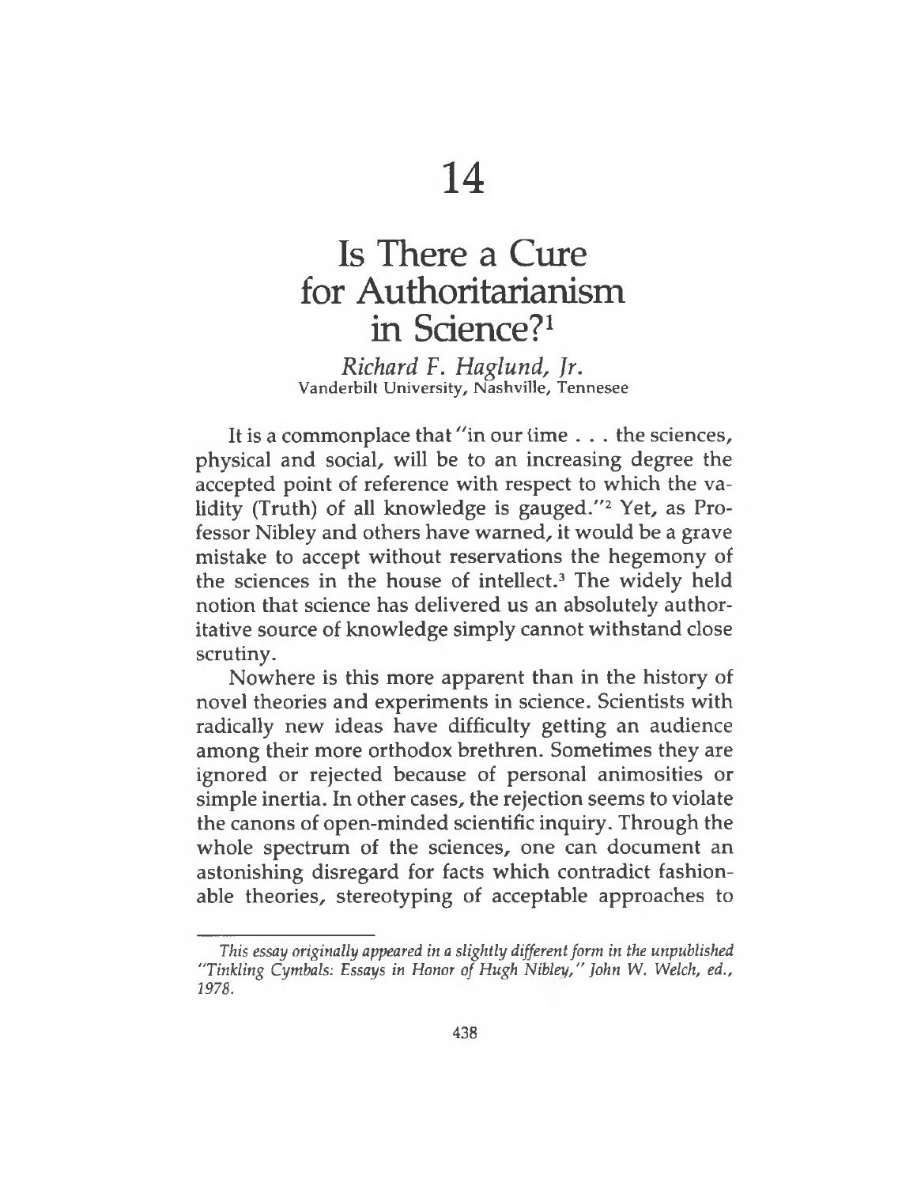# 14

# Is There a Cure for Authoritarianism in Science?[1]

*Richard F. Haglund, Jr.*
Vanderbilt University, Nashville, Tennesee

It is a commonplace that "in our time . . . the sciences, physical and social, will be to an increasing degree the accepted point of reference with respect to which the validity (Truth) of all knowledge is gauged."[2] Yet, as Professor Nibley and others have warned, it would be a grave mistake to accept without reservations the hegemony of the sciences in the house of intellect.[3] The widely held notion that science has delivered us an absolutely authoritative source of knowledge simply cannot withstand close scrutiny.

Nowhere is this more apparent than in the history of novel theories and experiments in science. Scientists with radically new ideas have difficulty getting an audience among their more orthodox brethren. Sometimes they are ignored or rejected because of personal animosities or simple inertia. In other cases, the rejection seems to violate the canons of open-minded scientific inquiry. Through the whole spectrum of the sciences, one can document an astonishing disregard for facts which contradict fashionable theories, stereotyping of acceptable approaches to

*This essay originally appeared in a slightly different form in the unpublished "Tinkling Cymbals: Essays in Honor of Hugh Nibley," John W. Welch, ed., 1978.*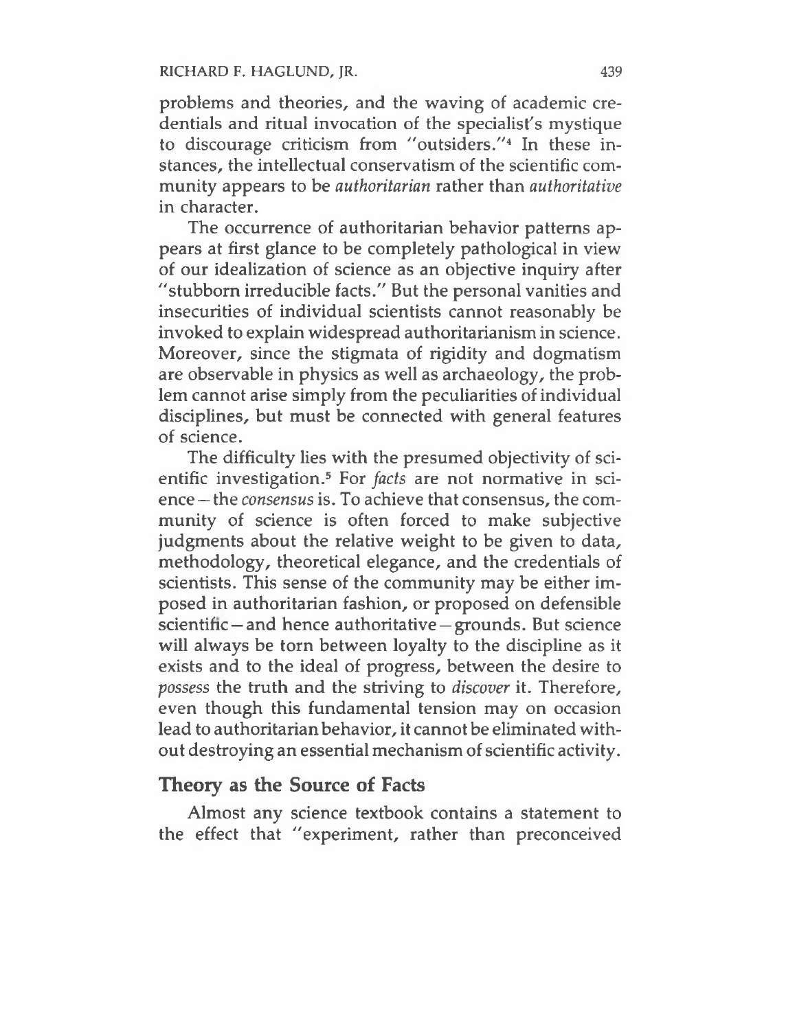problems and theories, and the waving of academic credentials and ritual invocation of the specialist's mystique to discourage criticism from "outsiders."[4] In these instances, the intellectual conservatism of the scientific community appears to be *authoritarian* rather than *authoritative* in character.

The occurrence of authoritarian behavior patterns appears at first glance to be completely pathological in view of our idealization of science as an objective inquiry after "stubborn irreducible facts." But the personal vanities and insecurities of individual scientists cannot reasonably be invoked to explain widespread authoritarianism in science. Moreover, since the stigmata of rigidity and dogmatism are observable in physics as well as archaeology, the problem cannot arise simply from the peculiarities of individual disciplines, but must be connected with general features of science.

The difficulty lies with the presumed objectivity of scientific investigation.[5] For *facts* are not normative in science — the *consensus* is. To achieve that consensus, the community of science is often forced to make subjective judgments about the relative weight to be given to data, methodology, theoretical elegance, and the credentials of scientists. This sense of the community may be either imposed in authoritarian fashion, or proposed on defensible scientific — and hence authoritative — grounds. But science will always be torn between loyalty to the discipline as it exists and to the ideal of progress, between the desire to *possess* the truth and the striving to *discover* it. Therefore, even though this fundamental tension may on occasion lead to authoritarian behavior, it cannot be eliminated without destroying an essential mechanism of scientific activity.

## Theory as the Source of Facts

Almost any science textbook contains a statement to the effect that "experiment, rather than preconceived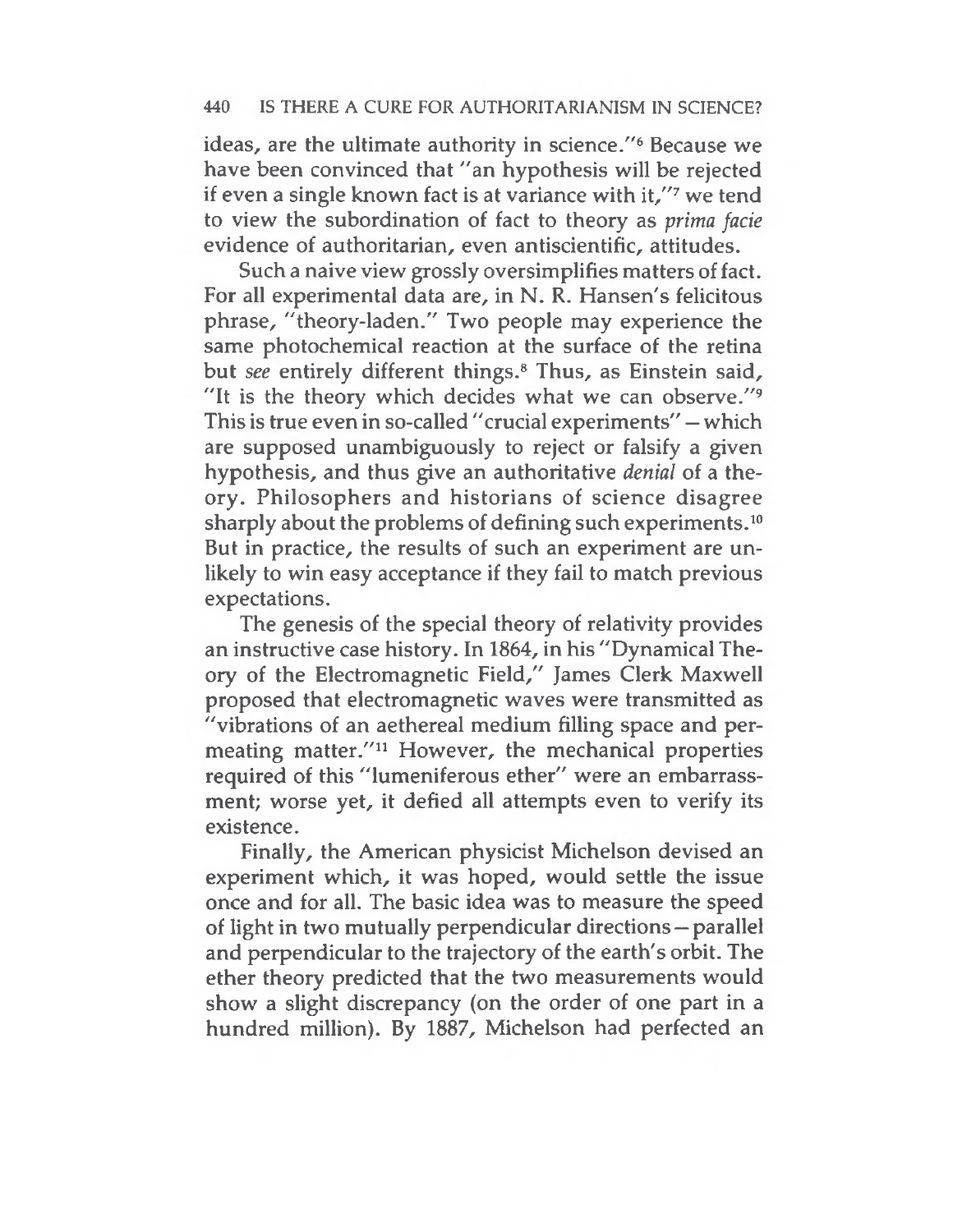ideas, are the ultimate authority in science."[6] Because we have been convinced that "an hypothesis will be rejected if even a single known fact is at variance with it,"[7] we tend to view the subordination of fact to theory as *prima facie* evidence of authoritarian, even antiscientific, attitudes.

Such a naive view grossly oversimplifies matters of fact. For all experimental data are, in N. R. Hansen's felicitous phrase, "theory-laden." Two people may experience the same photochemical reaction at the surface of the retina but *see* entirely different things.[8] Thus, as Einstein said, "It is the theory which decides what we can observe."[9] This is true even in so-called "crucial experiments" — which are supposed unambiguously to reject or falsify a given hypothesis, and thus give an authoritative *denial* of a theory. Philosophers and historians of science disagree sharply about the problems of defining such experiments.[10] But in practice, the results of such an experiment are unlikely to win easy acceptance if they fail to match previous expectations.

The genesis of the special theory of relativity provides an instructive case history. In 1864, in his "Dynamical Theory of the Electromagnetic Field," James Clerk Maxwell proposed that electromagnetic waves were transmitted as "vibrations of an aethereal medium filling space and permeating matter."[11] However, the mechanical properties required of this "lumeniferous ether" were an embarrassment; worse yet, it defied all attempts even to verify its existence.

Finally, the American physicist Michelson devised an experiment which, it was hoped, would settle the issue once and for all. The basic idea was to measure the speed of light in two mutually perpendicular directions — parallel and perpendicular to the trajectory of the earth's orbit. The ether theory predicted that the two measurements would show a slight discrepancy (on the order of one part in a hundred million). By 1887, Michelson had perfected an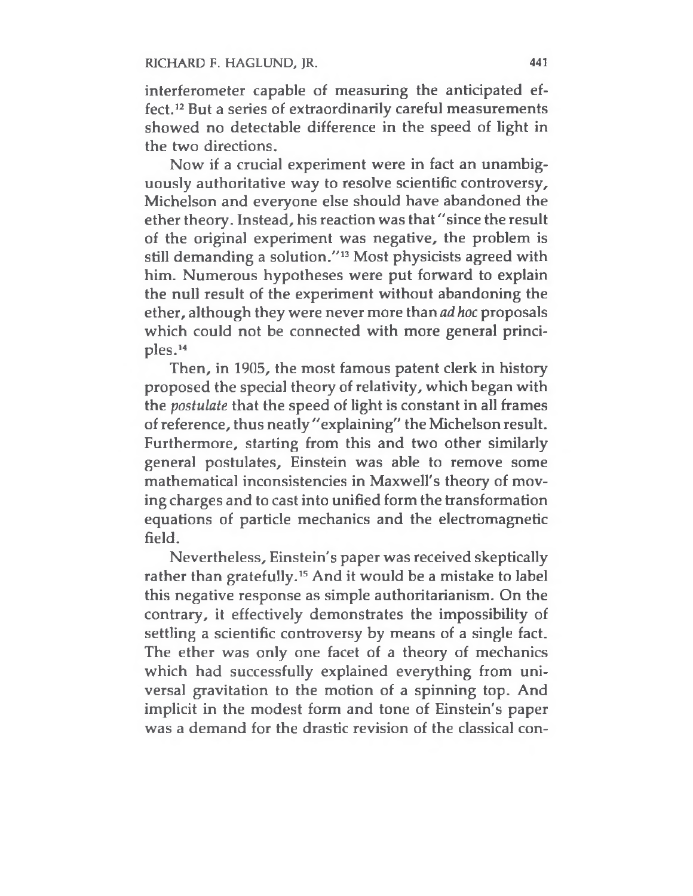interferometer capable of measuring the anticipated effect.[12] But a series of extraordinarily careful measurements showed no detectable difference in the speed of light in the two directions.

Now if a crucial experiment were in fact an unambiguously authoritative way to resolve scientific controversy, Michelson and everyone else should have abandoned the ether theory. Instead, his reaction was that "since the result of the original experiment was negative, the problem is still demanding a solution."[13] Most physicists agreed with him. Numerous hypotheses were put forward to explain the null result of the experiment without abandoning the ether, although they were never more than *ad hoc* proposals which could not be connected with more general principles.[14]

Then, in 1905, the most famous patent clerk in history proposed the special theory of relativity, which began with the *postulate* that the speed of light is constant in all frames of reference, thus neatly "explaining" the Michelson result. Furthermore, starting from this and two other similarly general postulates, Einstein was able to remove some mathematical inconsistencies in Maxwell's theory of moving charges and to cast into unified form the transformation equations of particle mechanics and the electromagnetic field.

Nevertheless, Einstein's paper was received skeptically rather than gratefully.[15] And it would be a mistake to label this negative response as simple authoritarianism. On the contrary, it effectively demonstrates the impossibility of settling a scientific controversy by means of a single fact. The ether was only one facet of a theory of mechanics which had successfully explained everything from universal gravitation to the motion of a spinning top. And implicit in the modest form and tone of Einstein's paper was a demand for the drastic revision of the classical con-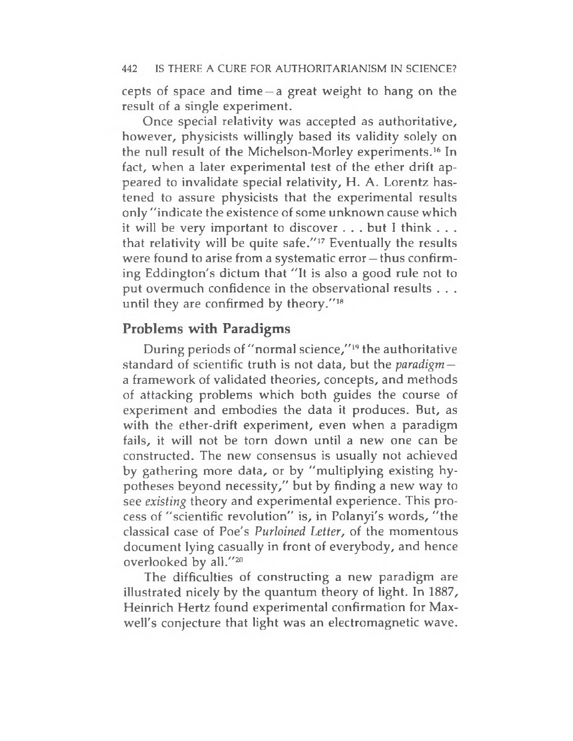cepts of space and time — a great weight to hang on the result of a single experiment.

Once special relativity was accepted as authoritative, however, physicists willingly based its validity solely on the null result of the Michelson-Morley experiments.[16] In fact, when a later experimental test of the ether drift appeared to invalidate special relativity, H. A. Lorentz hastened to assure physicists that the experimental results only "indicate the existence of some unknown cause which it will be very important to discover . . . but I think . . . that relativity will be quite safe."[17] Eventually the results were found to arise from a systematic error — thus confirming Eddington's dictum that "It is also a good rule not to put overmuch confidence in the observational results . . . until they are confirmed by theory."[18]

## Problems with Paradigms

During periods of "normal science,"[19] the authoritative standard of scientific truth is not data, but the *paradigm* — a framework of validated theories, concepts, and methods of attacking problems which both guides the course of experiment and embodies the data it produces. But, as with the ether-drift experiment, even when a paradigm fails, it will not be torn down until a new one can be constructed. The new consensus is usually not achieved by gathering more data, or by "multiplying existing hypotheses beyond necessity," but by finding a new way to see *existing* theory and experimental experience. This process of "scientific revolution" is, in Polanyi's words, "the classical case of Poe's *Purloined Letter*, of the momentous document lying casually in front of everybody, and hence overlooked by all."[20]

The difficulties of constructing a new paradigm are illustrated nicely by the quantum theory of light. In 1887, Heinrich Hertz found experimental confirmation for Maxwell's conjecture that light was an electromagnetic wave.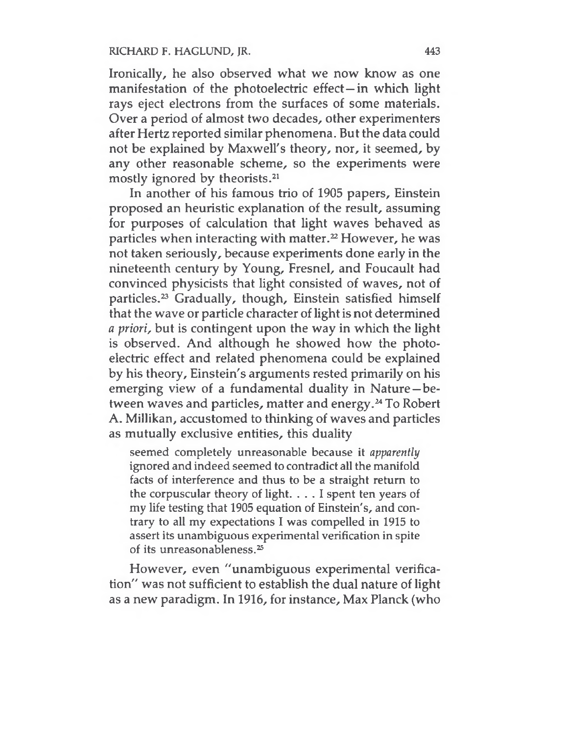Ironically, he also observed what we now know as one manifestation of the photoelectric effect—in which light rays eject electrons from the surfaces of some materials. Over a period of almost two decades, other experimenters after Hertz reported similar phenomena. But the data could not be explained by Maxwell's theory, nor, it seemed, by any other reasonable scheme, so the experiments were mostly ignored by theorists.[21]

In another of his famous trio of 1905 papers, Einstein proposed an heuristic explanation of the result, assuming for purposes of calculation that light waves behaved as particles when interacting with matter.[22] However, he was not taken seriously, because experiments done early in the nineteenth century by Young, Fresnel, and Foucault had convinced physicists that light consisted of waves, not of particles.[23] Gradually, though, Einstein satisfied himself that the wave or particle character of light is not determined *a priori*, but is contingent upon the way in which the light is observed. And although he showed how the photoelectric effect and related phenomena could be explained by his theory, Einstein's arguments rested primarily on his emerging view of a fundamental duality in Nature—between waves and particles, matter and energy.[24] To Robert A. Millikan, accustomed to thinking of waves and particles as mutually exclusive entities, this duality

> seemed completely unreasonable because it *apparently* ignored and indeed seemed to contradict all the manifold facts of interference and thus to be a straight return to the corpuscular theory of light. . . . I spent ten years of my life testing that 1905 equation of Einstein's, and contrary to all my expectations I was compelled in 1915 to assert its unambiguous experimental verification in spite of its unreasonableness.[25]

However, even "unambiguous experimental verification" was not sufficient to establish the dual nature of light as a new paradigm. In 1916, for instance, Max Planck (who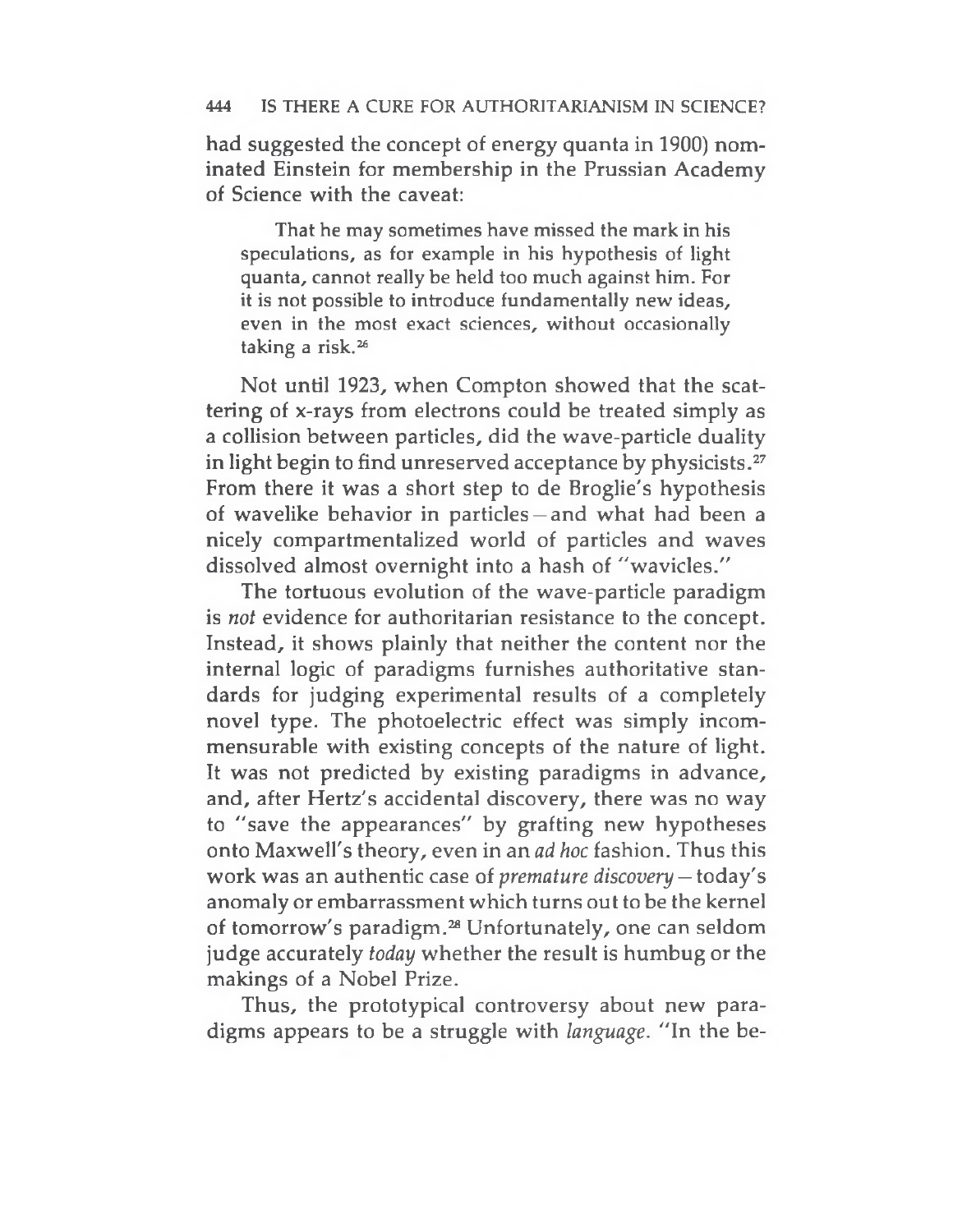had suggested the concept of energy quanta in 1900) nominated Einstein for membership in the Prussian Academy of Science with the caveat:

> That he may sometimes have missed the mark in his speculations, as for example in his hypothesis of light quanta, cannot really be held too much against him. For it is not possible to introduce fundamentally new ideas, even in the most exact sciences, without occasionally taking a risk.[26]

Not until 1923, when Compton showed that the scattering of x-rays from electrons could be treated simply as a collision between particles, did the wave-particle duality in light begin to find unreserved acceptance by physicists.[27] From there it was a short step to de Broglie's hypothesis of wavelike behavior in particles – and what had been a nicely compartmentalized world of particles and waves dissolved almost overnight into a hash of "wavicles."

The tortuous evolution of the wave-particle paradigm is *not* evidence for authoritarian resistance to the concept. Instead, it shows plainly that neither the content nor the internal logic of paradigms furnishes authoritative standards for judging experimental results of a completely novel type. The photoelectric effect was simply incommensurable with existing concepts of the nature of light. It was not predicted by existing paradigms in advance, and, after Hertz's accidental discovery, there was no way to "save the appearances" by grafting new hypotheses onto Maxwell's theory, even in an *ad hoc* fashion. Thus this work was an authentic case of *premature discovery* – today's anomaly or embarrassment which turns out to be the kernel of tomorrow's paradigm.[28] Unfortunately, one can seldom judge accurately *today* whether the result is humbug or the makings of a Nobel Prize.

Thus, the prototypical controversy about new paradigms appears to be a struggle with *language*. "In the be-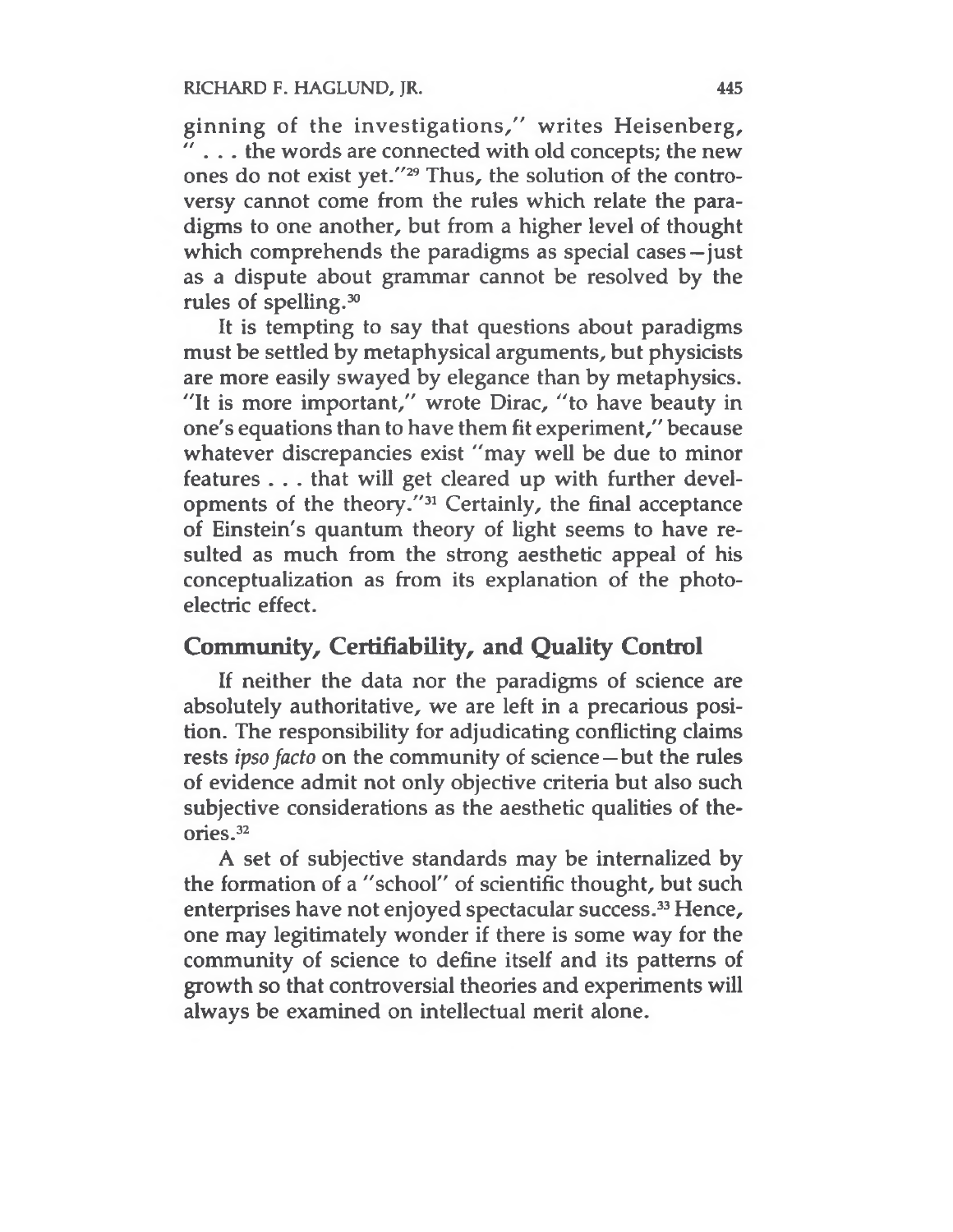ginning of the investigations," writes Heisenberg, " . . . the words are connected with old concepts; the new ones do not exist yet."[29] Thus, the solution of the controversy cannot come from the rules which relate the paradigms to one another, but from a higher level of thought which comprehends the paradigms as special cases—just as a dispute about grammar cannot be resolved by the rules of spelling.[30]

It is tempting to say that questions about paradigms must be settled by metaphysical arguments, but physicists are more easily swayed by elegance than by metaphysics. "It is more important," wrote Dirac, "to have beauty in one's equations than to have them fit experiment," because whatever discrepancies exist "may well be due to minor features . . . that will get cleared up with further developments of the theory."[31] Certainly, the final acceptance of Einstein's quantum theory of light seems to have resulted as much from the strong aesthetic appeal of his conceptualization as from its explanation of the photoelectric effect.

## Community, Certifiability, and Quality Control

If neither the data nor the paradigms of science are absolutely authoritative, we are left in a precarious position. The responsibility for adjudicating conflicting claims rests *ipso facto* on the community of science—but the rules of evidence admit not only objective criteria but also such subjective considerations as the aesthetic qualities of theories.[32]

A set of subjective standards may be internalized by the formation of a "school" of scientific thought, but such enterprises have not enjoyed spectacular success.[33] Hence, one may legitimately wonder if there is some way for the community of science to define itself and its patterns of growth so that controversial theories and experiments will always be examined on intellectual merit alone.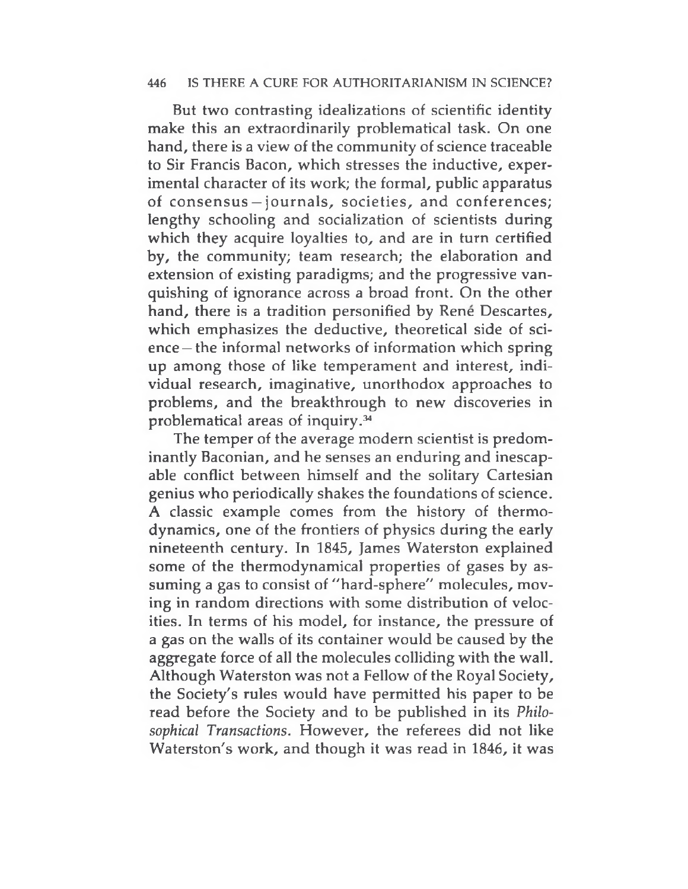But two contrasting idealizations of scientific identity make this an extraordinarily problematical task. On one hand, there is a view of the community of science traceable to Sir Francis Bacon, which stresses the inductive, experimental character of its work; the formal, public apparatus of consensus—journals, societies, and conferences; lengthy schooling and socialization of scientists during which they acquire loyalties to, and are in turn certified by, the community; team research; the elaboration and extension of existing paradigms; and the progressive vanquishing of ignorance across a broad front. On the other hand, there is a tradition personified by René Descartes, which emphasizes the deductive, theoretical side of science—the informal networks of information which spring up among those of like temperament and interest, individual research, imaginative, unorthodox approaches to problems, and the breakthrough to new discoveries in problematical areas of inquiry.[34]

The temper of the average modern scientist is predominantly Baconian, and he senses an enduring and inescapable conflict between himself and the solitary Cartesian genius who periodically shakes the foundations of science. A classic example comes from the history of thermodynamics, one of the frontiers of physics during the early nineteenth century. In 1845, James Waterston explained some of the thermodynamical properties of gases by assuming a gas to consist of "hard-sphere" molecules, moving in random directions with some distribution of velocities. In terms of his model, for instance, the pressure of a gas on the walls of its container would be caused by the aggregate force of all the molecules colliding with the wall. Although Waterston was not a Fellow of the Royal Society, the Society's rules would have permitted his paper to be read before the Society and to be published in its *Philosophical Transactions*. However, the referees did not like Waterston's work, and though it was read in 1846, it was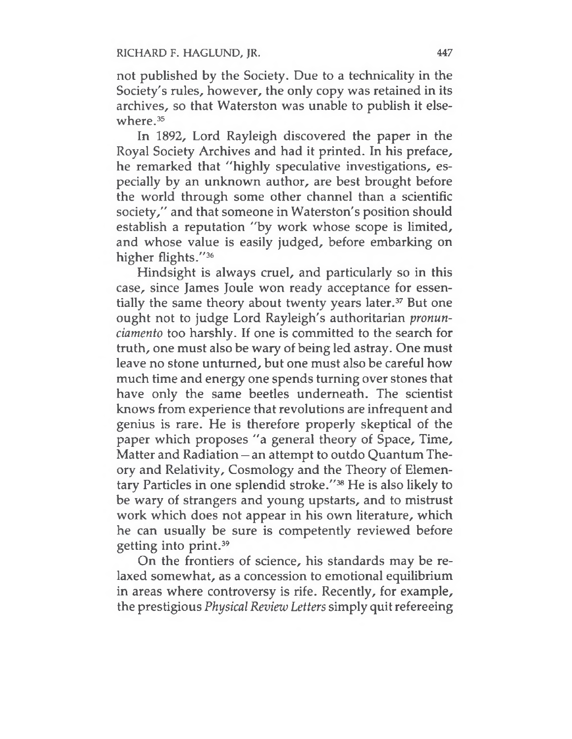not published by the Society. Due to a technicality in the Society's rules, however, the only copy was retained in its archives, so that Waterston was unable to publish it elsewhere.[35]

In 1892, Lord Rayleigh discovered the paper in the Royal Society Archives and had it printed. In his preface, he remarked that "highly speculative investigations, especially by an unknown author, are best brought before the world through some other channel than a scientific society," and that someone in Waterston's position should establish a reputation "by work whose scope is limited, and whose value is easily judged, before embarking on higher flights."[36]

Hindsight is always cruel, and particularly so in this case, since James Joule won ready acceptance for essentially the same theory about twenty years later.[37] But one ought not to judge Lord Rayleigh's authoritarian *pronunciamento* too harshly. If one is committed to the search for truth, one must also be wary of being led astray. One must leave no stone unturned, but one must also be careful how much time and energy one spends turning over stones that have only the same beetles underneath. The scientist knows from experience that revolutions are infrequent and genius is rare. He is therefore properly skeptical of the paper which proposes "a general theory of Space, Time, Matter and Radiation – an attempt to outdo Quantum Theory and Relativity, Cosmology and the Theory of Elementary Particles in one splendid stroke."[38] He is also likely to be wary of strangers and young upstarts, and to mistrust work which does not appear in his own literature, which he can usually be sure is competently reviewed before getting into print.[39]

On the frontiers of science, his standards may be relaxed somewhat, as a concession to emotional equilibrium in areas where controversy is rife. Recently, for example, the prestigious *Physical Review Letters* simply quit refereeing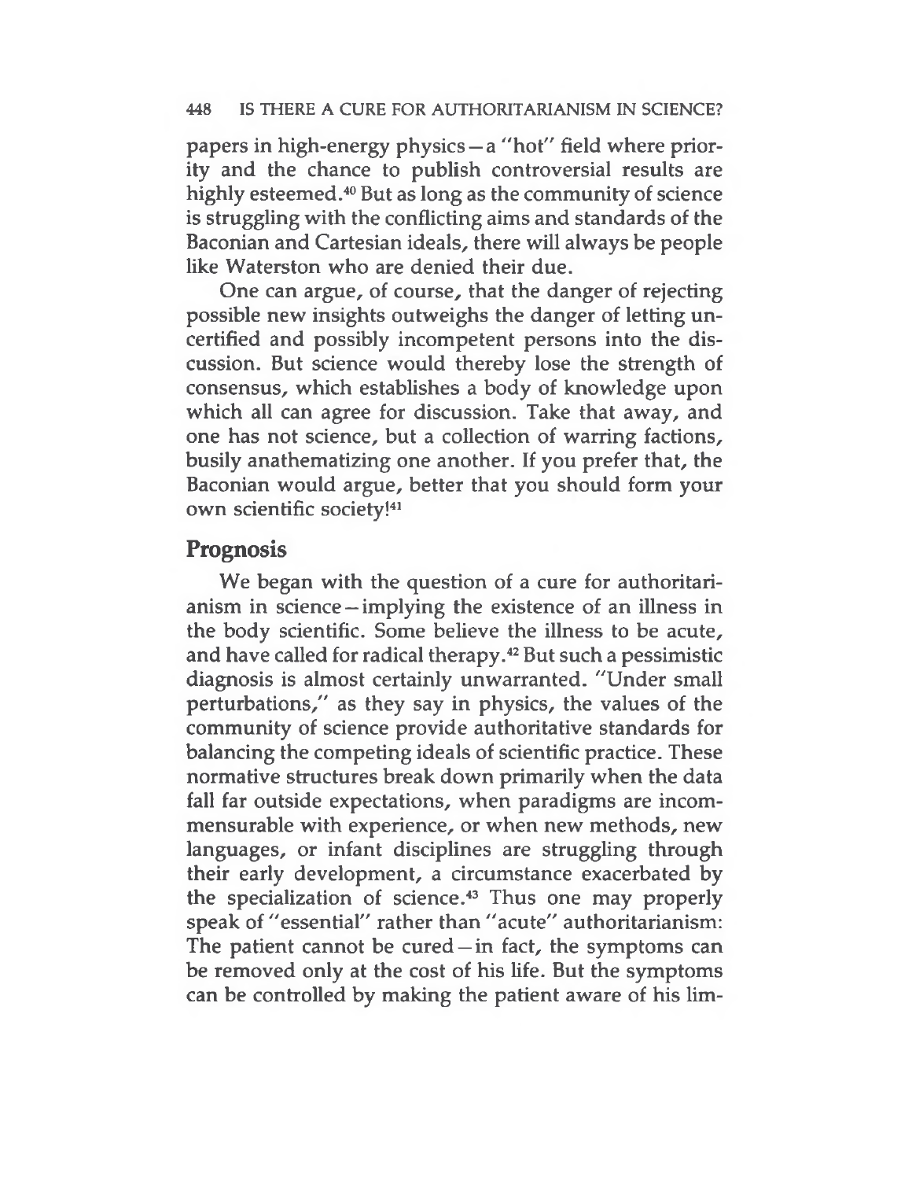papers in high-energy physics—a "hot" field where priority and the chance to publish controversial results are highly esteemed.[40] But as long as the community of science is struggling with the conflicting aims and standards of the Baconian and Cartesian ideals, there will always be people like Waterston who are denied their due.

One can argue, of course, that the danger of rejecting possible new insights outweighs the danger of letting uncertified and possibly incompetent persons into the discussion. But science would thereby lose the strength of consensus, which establishes a body of knowledge upon which all can agree for discussion. Take that away, and one has not science, but a collection of warring factions, busily anathematizing one another. If you prefer that, the Baconian would argue, better that you should form your own scientific society![41]

## Prognosis

We began with the question of a cure for authoritarianism in science—implying the existence of an illness in the body scientific. Some believe the illness to be acute, and have called for radical therapy.[42] But such a pessimistic diagnosis is almost certainly unwarranted. "Under small perturbations," as they say in physics, the values of the community of science provide authoritative standards for balancing the competing ideals of scientific practice. These normative structures break down primarily when the data fall far outside expectations, when paradigms are incommensurable with experience, or when new methods, new languages, or infant disciplines are struggling through their early development, a circumstance exacerbated by the specialization of science.[43] Thus one may properly speak of "essential" rather than "acute" authoritarianism: The patient cannot be cured—in fact, the symptoms can be removed only at the cost of his life. But the symptoms can be controlled by making the patient aware of his lim-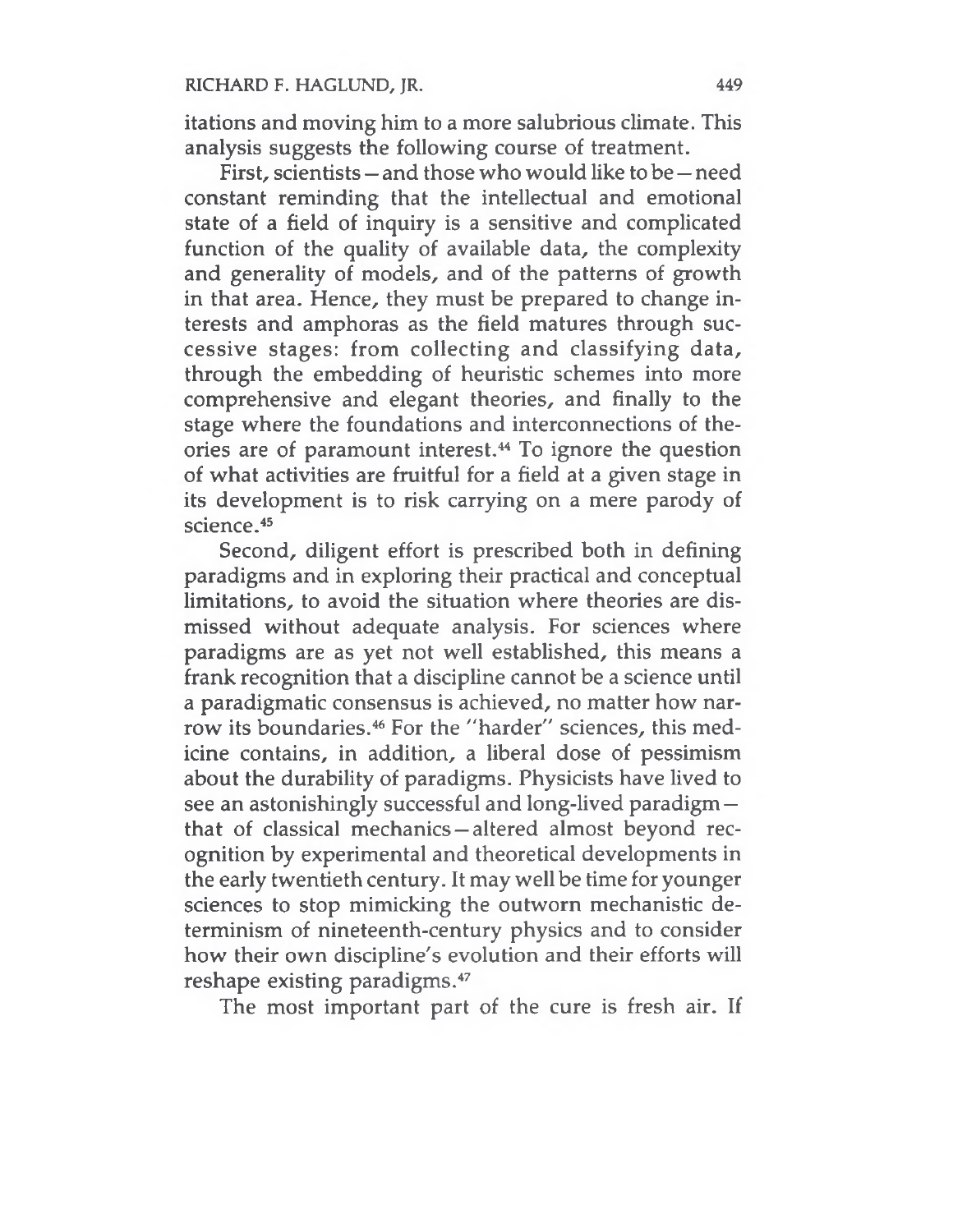itations and moving him to a more salubrious climate. This analysis suggests the following course of treatment.

First, scientists — and those who would like to be — need constant reminding that the intellectual and emotional state of a field of inquiry is a sensitive and complicated function of the quality of available data, the complexity and generality of models, and of the patterns of growth in that area. Hence, they must be prepared to change interests and amphoras as the field matures through successive stages: from collecting and classifying data, through the embedding of heuristic schemes into more comprehensive and elegant theories, and finally to the stage where the foundations and interconnections of theories are of paramount interest.[44] To ignore the question of what activities are fruitful for a field at a given stage in its development is to risk carrying on a mere parody of science.[45]

Second, diligent effort is prescribed both in defining paradigms and in exploring their practical and conceptual limitations, to avoid the situation where theories are dismissed without adequate analysis. For sciences where paradigms are as yet not well established, this means a frank recognition that a discipline cannot be a science until a paradigmatic consensus is achieved, no matter how narrow its boundaries.[46] For the "harder" sciences, this medicine contains, in addition, a liberal dose of pessimism about the durability of paradigms. Physicists have lived to see an astonishingly successful and long-lived paradigm — that of classical mechanics — altered almost beyond recognition by experimental and theoretical developments in the early twentieth century. It may well be time for younger sciences to stop mimicking the outworn mechanistic determinism of nineteenth-century physics and to consider how their own discipline's evolution and their efforts will reshape existing paradigms.[47]

The most important part of the cure is fresh air. If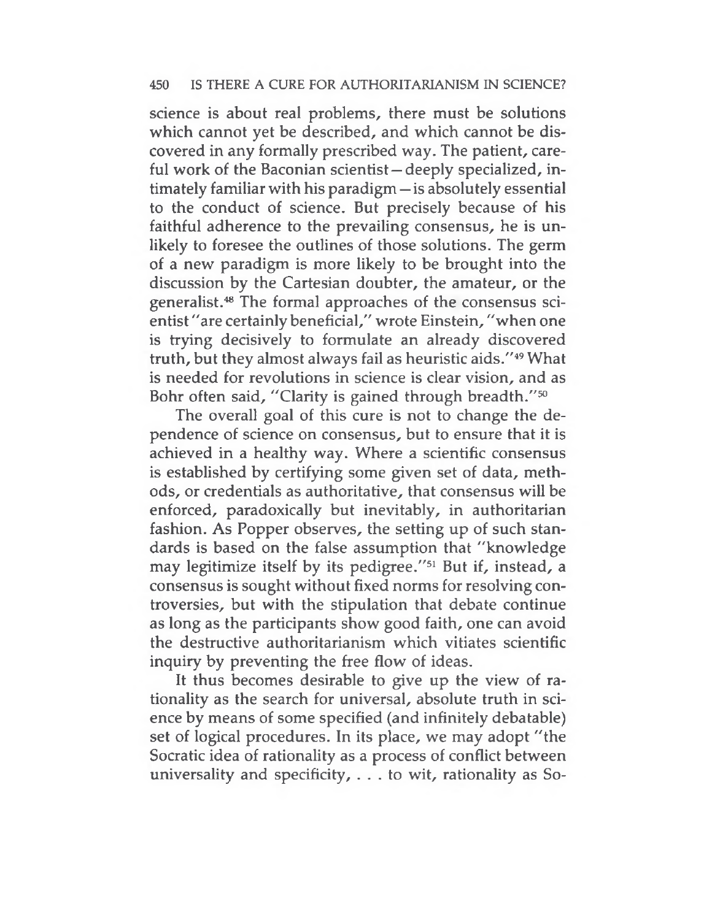science is about real problems, there must be solutions which cannot yet be described, and which cannot be discovered in any formally prescribed way. The patient, careful work of the Baconian scientist—deeply specialized, intimately familiar with his paradigm—is absolutely essential to the conduct of science. But precisely because of his faithful adherence to the prevailing consensus, he is unlikely to foresee the outlines of those solutions. The germ of a new paradigm is more likely to be brought into the discussion by the Cartesian doubter, the amateur, or the generalist.[48] The formal approaches of the consensus scientist "are certainly beneficial," wrote Einstein, "when one is trying decisively to formulate an already discovered truth, but they almost always fail as heuristic aids."[49] What is needed for revolutions in science is clear vision, and as Bohr often said, "Clarity is gained through breadth."[50]

The overall goal of this cure is not to change the dependence of science on consensus, but to ensure that it is achieved in a healthy way. Where a scientific consensus is established by certifying some given set of data, methods, or credentials as authoritative, that consensus will be enforced, paradoxically but inevitably, in authoritarian fashion. As Popper observes, the setting up of such standards is based on the false assumption that "knowledge may legitimize itself by its pedigree."[51] But if, instead, a consensus is sought without fixed norms for resolving controversies, but with the stipulation that debate continue as long as the participants show good faith, one can avoid the destructive authoritarianism which vitiates scientific inquiry by preventing the free flow of ideas.

It thus becomes desirable to give up the view of rationality as the search for universal, absolute truth in science by means of some specified (and infinitely debatable) set of logical procedures. In its place, we may adopt "the Socratic idea of rationality as a process of conflict between universality and specificity, . . . to wit, rationality as So-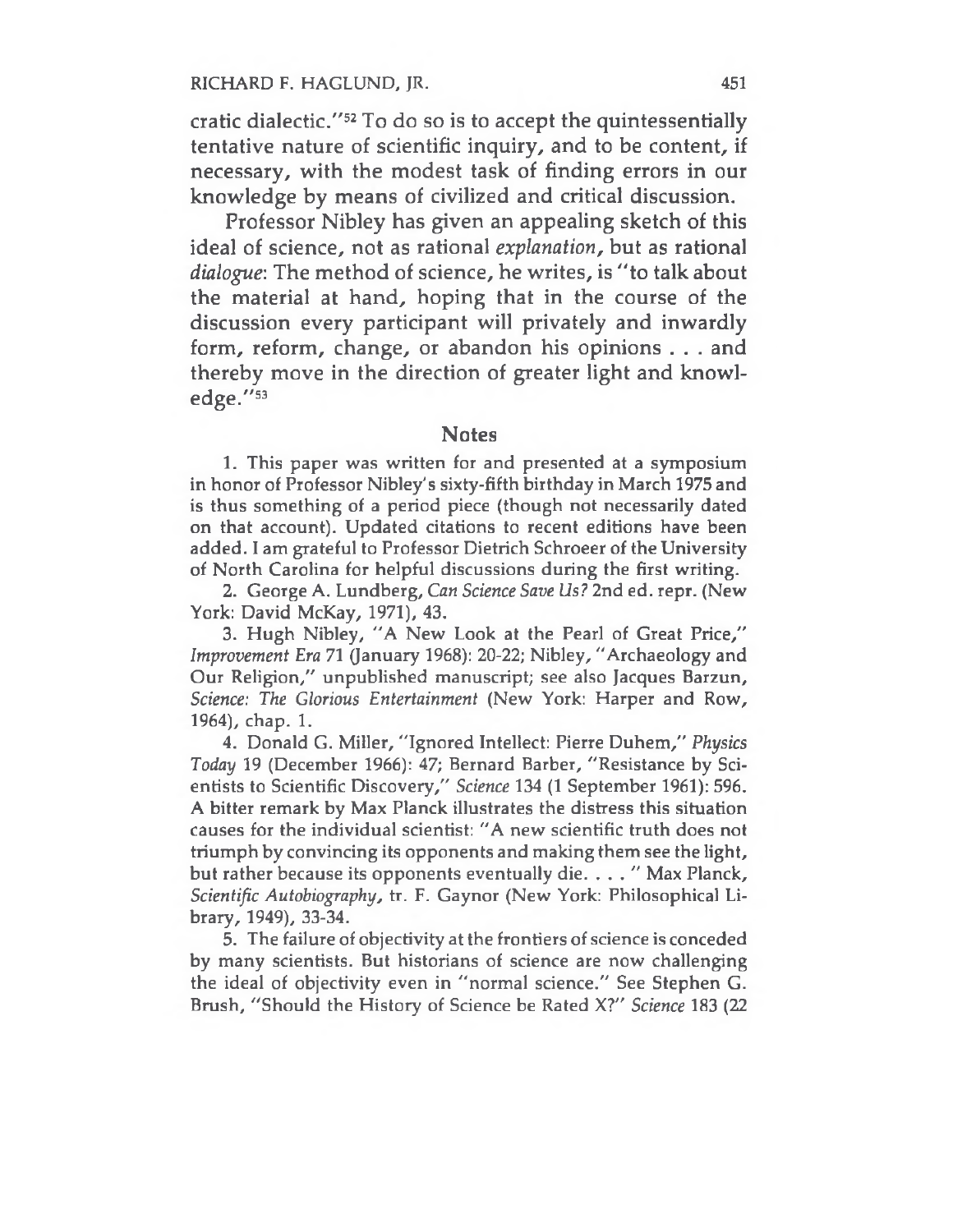cratic dialectic."[52] To do so is to accept the quintessentially tentative nature of scientific inquiry, and to be content, if necessary, with the modest task of finding errors in our knowledge by means of civilized and critical discussion.

Professor Nibley has given an appealing sketch of this ideal of science, not as rational *explanation*, but as rational *dialogue*: The method of science, he writes, is "to talk about the material at hand, hoping that in the course of the discussion every participant will privately and inwardly form, reform, change, or abandon his opinions . . . and thereby move in the direction of greater light and knowledge."[53]

## Notes

1. This paper was written for and presented at a symposium in honor of Professor Nibley's sixty-fifth birthday in March 1975 and is thus something of a period piece (though not necessarily dated on that account). Updated citations to recent editions have been added. I am grateful to Professor Dietrich Schroeer of the University of North Carolina for helpful discussions during the first writing.

2. George A. Lundberg, *Can Science Save Us?* 2nd ed. repr. (New York: David McKay, 1971), 43.

3. Hugh Nibley, "A New Look at the Pearl of Great Price," *Improvement Era* 71 (January 1968): 20-22; Nibley, "Archaeology and Our Religion," unpublished manuscript; see also Jacques Barzun, *Science: The Glorious Entertainment* (New York: Harper and Row, 1964), chap. 1.

4. Donald G. Miller, "Ignored Intellect: Pierre Duhem," *Physics Today* 19 (December 1966): 47; Bernard Barber, "Resistance by Scientists to Scientific Discovery," *Science* 134 (1 September 1961): 596. A bitter remark by Max Planck illustrates the distress this situation causes for the individual scientist: "A new scientific truth does not triumph by convincing its opponents and making them see the light, but rather because its opponents eventually die. . . . " Max Planck, *Scientific Autobiography*, tr. F. Gaynor (New York: Philosophical Library, 1949), 33-34.

5. The failure of objectivity at the frontiers of science is conceded by many scientists. But historians of science are now challenging the ideal of objectivity even in "normal science." See Stephen G. Brush, "Should the History of Science be Rated X?" *Science* 183 (22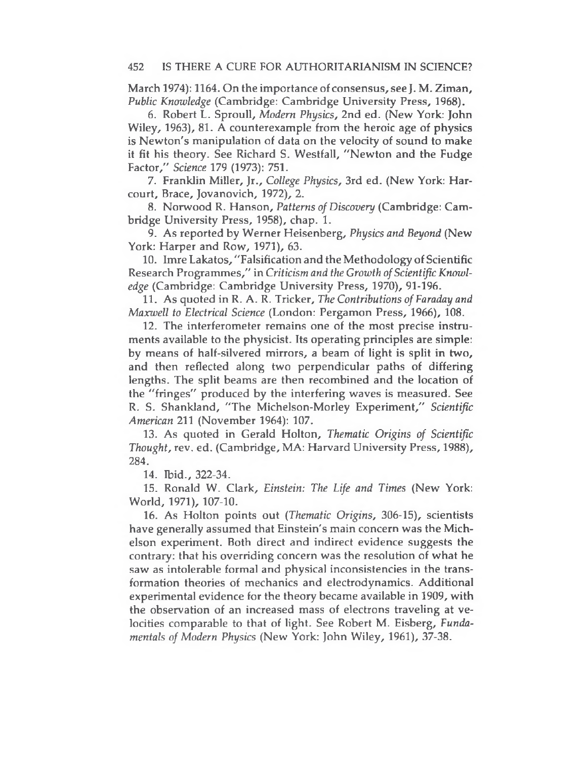March 1974): 1164. On the importance of consensus, see J. M. Ziman, *Public Knowledge* (Cambridge: Cambridge University Press, 1968).

6. Robert L. Sproull, *Modern Physics*, 2nd ed. (New York: John Wiley, 1963), 81. A counterexample from the heroic age of physics is Newton's manipulation of data on the velocity of sound to make it fit his theory. See Richard S. Westfall, "Newton and the Fudge Factor," *Science* 179 (1973): 751.

7. Franklin Miller, Jr., *College Physics*, 3rd ed. (New York: Harcourt, Brace, Jovanovich, 1972), 2.

8. Norwood R. Hanson, *Patterns of Discovery* (Cambridge: Cambridge University Press, 1958), chap. 1.

9. As reported by Werner Heisenberg, *Physics and Beyond* (New York: Harper and Row, 1971), 63.

10. Imre Lakatos, "Falsification and the Methodology of Scientific Research Programmes," in *Criticism and the Growth of Scientific Knowledge* (Cambridge: Cambridge University Press, 1970), 91-196.

11. As quoted in R. A. R. Tricker, *The Contributions of Faraday and Maxwell to Electrical Science* (London: Pergamon Press, 1966), 108.

12. The interferometer remains one of the most precise instruments available to the physicist. Its operating principles are simple: by means of half-silvered mirrors, a beam of light is split in two, and then reflected along two perpendicular paths of differing lengths. The split beams are then recombined and the location of the "fringes" produced by the interfering waves is measured. See R. S. Shankland, "The Michelson-Morley Experiment," *Scientific American* 211 (November 1964): 107.

13. As quoted in Gerald Holton, *Thematic Origins of Scientific Thought*, rev. ed. (Cambridge, MA: Harvard University Press, 1988), 284.

14. Ibid., 322-34.

15. Ronald W. Clark, *Einstein: The Life and Times* (New York: World, 1971), 107-10.

16. As Holton points out (*Thematic Origins*, 306-15), scientists have generally assumed that Einstein's main concern was the Michelson experiment. Both direct and indirect evidence suggests the contrary: that his overriding concern was the resolution of what he saw as intolerable formal and physical inconsistencies in the transformation theories of mechanics and electrodynamics. Additional experimental evidence for the theory became available in 1909, with the observation of an increased mass of electrons traveling at velocities comparable to that of light. See Robert M. Eisberg, *Fundamentals of Modern Physics* (New York: John Wiley, 1961), 37-38.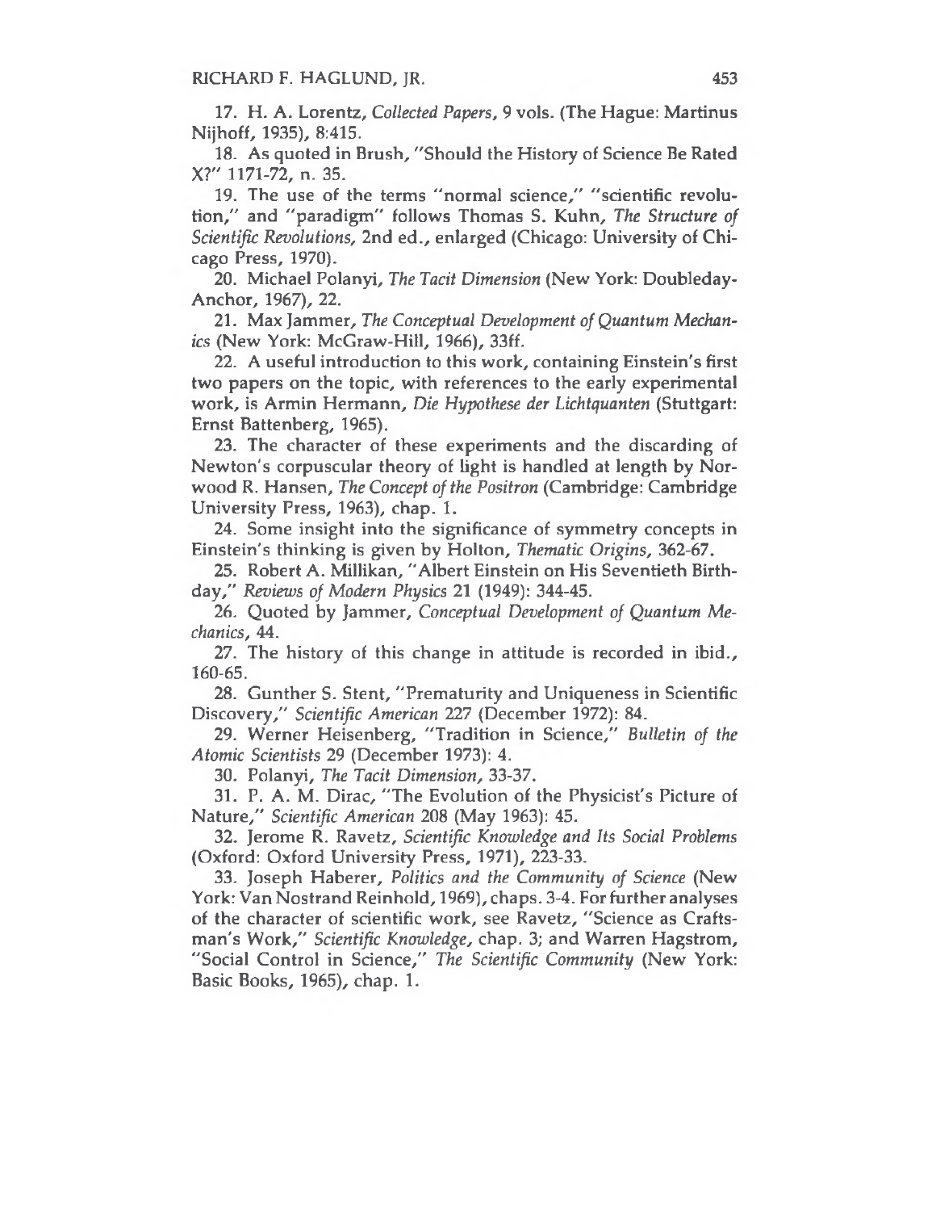17. H. A. Lorentz, *Collected Papers*, 9 vols. (The Hague: Martinus Nijhoff, 1935), 8:415.

18. As quoted in Brush, "Should the History of Science Be Rated X?" 1171-72, n. 35.

19. The use of the terms "normal science," "scientific revolution," and "paradigm" follows Thomas S. Kuhn, *The Structure of Scientific Revolutions*, 2nd ed., enlarged (Chicago: University of Chicago Press, 1970).

20. Michael Polanyi, *The Tacit Dimension* (New York: Doubleday-Anchor, 1967), 22.

21. Max Jammer, *The Conceptual Development of Quantum Mechanics* (New York: McGraw-Hill, 1966), 33ff.

22. A useful introduction to this work, containing Einstein's first two papers on the topic, with references to the early experimental work, is Armin Hermann, *Die Hypothese der Lichtquanten* (Stuttgart: Ernst Battenberg, 1965).

23. The character of these experiments and the discarding of Newton's corpuscular theory of light is handled at length by Norwood R. Hansen, *The Concept of the Positron* (Cambridge: Cambridge University Press, 1963), chap. 1.

24. Some insight into the significance of symmetry concepts in Einstein's thinking is given by Holton, *Thematic Origins*, 362-67.

25. Robert A. Millikan, "Albert Einstein on His Seventieth Birthday," *Reviews of Modern Physics* 21 (1949): 344-45.

26. Quoted by Jammer, *Conceptual Development of Quantum Mechanics*, 44.

27. The history of this change in attitude is recorded in ibid., 160-65.

28. Gunther S. Stent, "Prematurity and Uniqueness in Scientific Discovery," *Scientific American* 227 (December 1972): 84.

29. Werner Heisenberg, "Tradition in Science," *Bulletin of the Atomic Scientists* 29 (December 1973): 4.

30. Polanyi, *The Tacit Dimension*, 33-37.

31. P. A. M. Dirac, "The Evolution of the Physicist's Picture of Nature," *Scientific American* 208 (May 1963): 45.

32. Jerome R. Ravetz, *Scientific Knowledge and Its Social Problems* (Oxford: Oxford University Press, 1971), 223-33.

33. Joseph Haberer, *Politics and the Community of Science* (New York: Van Nostrand Reinhold, 1969), chaps. 3-4. For further analyses of the character of scientific work, see Ravetz, "Science as Craftsman's Work," *Scientific Knowledge*, chap. 3; and Warren Hagstrom, "Social Control in Science," *The Scientific Community* (New York: Basic Books, 1965), chap. 1.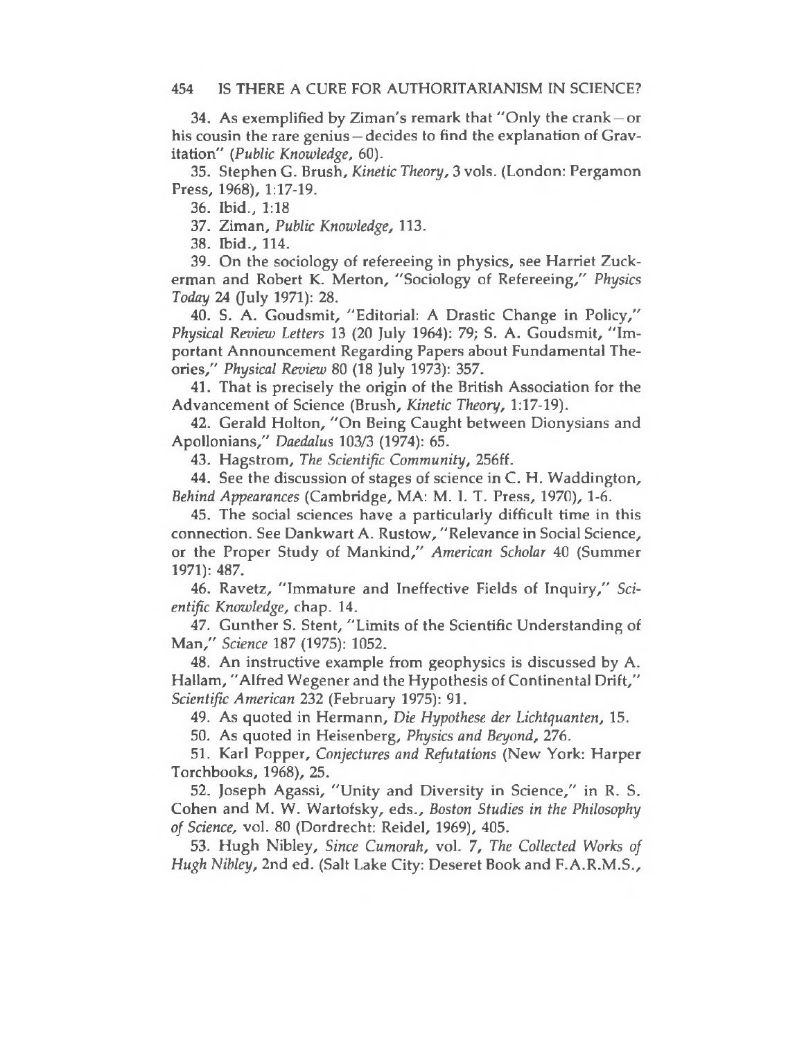34. As exemplified by Ziman's remark that "Only the crank—or his cousin the rare genius—decides to find the explanation of Gravitation" (*Public Knowledge*, 60).

35. Stephen G. Brush, *Kinetic Theory*, 3 vols. (London: Pergamon Press, 1968), 1:17-19.

36. Ibid., 1:18

37. Ziman, *Public Knowledge*, 113.

38. Ibid., 114.

39. On the sociology of refereeing in physics, see Harriet Zuckerman and Robert K. Merton, "Sociology of Refereeing," *Physics Today* 24 (July 1971): 28.

40. S. A. Goudsmit, "Editorial: A Drastic Change in Policy," *Physical Review Letters* 13 (20 July 1964): 79; S. A. Goudsmit, "Important Announcement Regarding Papers about Fundamental Theories," *Physical Review* 80 (18 July 1973): 357.

41. That is precisely the origin of the British Association for the Advancement of Science (Brush, *Kinetic Theory*, 1:17-19).

42. Gerald Holton, "On Being Caught between Dionysians and Apollonians," *Daedalus* 103/3 (1974): 65.

43. Hagstrom, *The Scientific Community*, 256ff.

44. See the discussion of stages of science in C. H. Waddington, *Behind Appearances* (Cambridge, MA: M. I. T. Press, 1970), 1-6.

45. The social sciences have a particularly difficult time in this connection. See Dankwart A. Rustow, "Relevance in Social Science, or the Proper Study of Mankind," *American Scholar* 40 (Summer 1971): 487.

46. Ravetz, "Immature and Ineffective Fields of Inquiry," *Scientific Knowledge*, chap. 14.

47. Gunther S. Stent, "Limits of the Scientific Understanding of Man," *Science* 187 (1975): 1052.

48. An instructive example from geophysics is discussed by A. Hallam, "Alfred Wegener and the Hypothesis of Continental Drift," *Scientific American* 232 (February 1975): 91.

49. As quoted in Hermann, *Die Hypothese der Lichtquanten*, 15.

50. As quoted in Heisenberg, *Physics and Beyond*, 276.

51. Karl Popper, *Conjectures and Refutations* (New York: Harper Torchbooks, 1968), 25.

52. Joseph Agassi, "Unity and Diversity in Science," in R. S. Cohen and M. W. Wartofsky, eds., *Boston Studies in the Philosophy of Science*, vol. 80 (Dordrecht: Reidel, 1969), 405.

53. Hugh Nibley, *Since Cumorah*, vol. 7, *The Collected Works of Hugh Nibley*, 2nd ed. (Salt Lake City: Deseret Book and F.A.R.M.S.,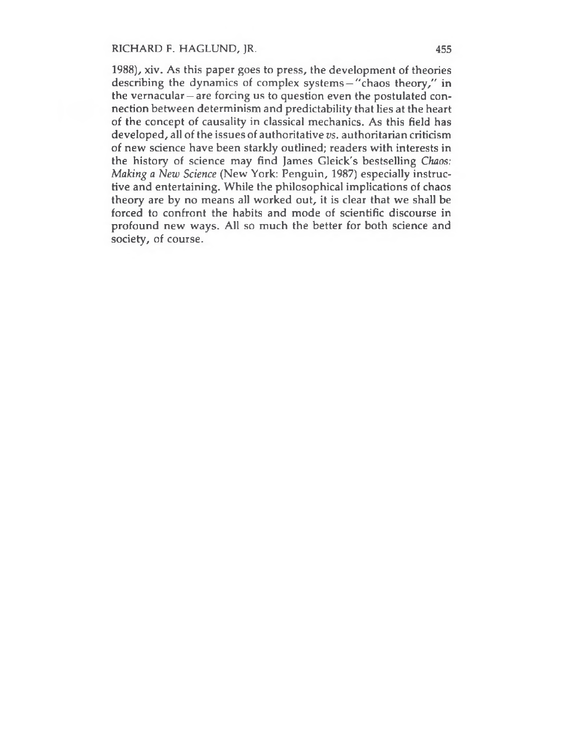1988), xiv. As this paper goes to press, the development of theories describing the dynamics of complex systems—"chaos theory," in the vernacular—are forcing us to question even the postulated connection between determinism and predictability that lies at the heart of the concept of causality in classical mechanics. As this field has developed, all of the issues of authoritative *vs.* authoritarian criticism of new science have been starkly outlined; readers with interests in the history of science may find James Gleick's bestselling *Chaos: Making a New Science* (New York: Penguin, 1987) especially instructive and entertaining. While the philosophical implications of chaos theory are by no means all worked out, it is clear that we shall be forced to confront the habits and mode of scientific discourse in profound new ways. All so much the better for both science and society, of course.